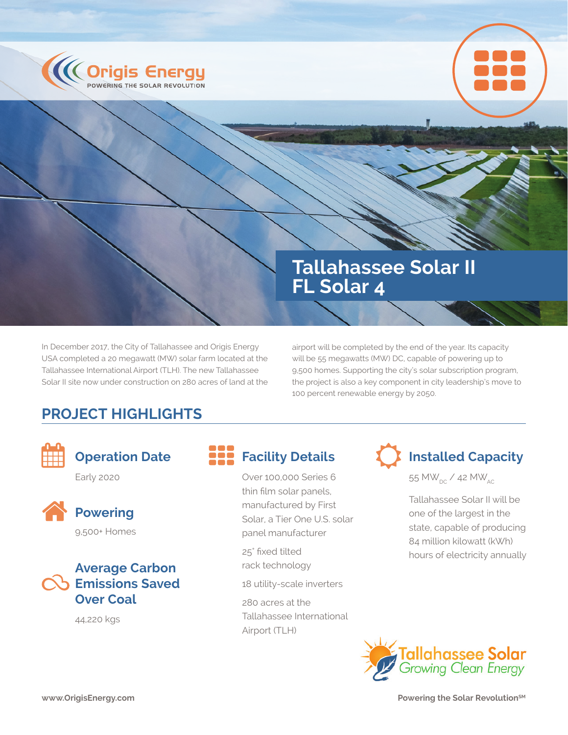Origis Energy
POWERING THE SOLAR REVOLUTION

# Tallahassee Solar II
# FL Solar 4

In December 2017, the City of Tallahassee and Origis Energy USA completed a 20 megawatt (MW) solar farm located at the Tallahassee International Airport (TLH). The new Tallahassee Solar II site now under construction on 280 acres of land at the airport will be completed by the end of the year. Its capacity will be 55 megawatts (MW) DC, capable of powering up to 9,500 homes. Supporting the city's solar subscription program, the project is also a key component in city leadership's move to 100 percent renewable energy by 2050.

## PROJECT HIGHLIGHTS

### Operation Date

Early 2020

### Powering

9,500+ Homes

### Average Carbon Emissions Saved Over Coal

44,220 kgs

### Facility Details

Over 100,000 Series 6 thin film solar panels, manufactured by First Solar, a Tier One U.S. solar panel manufacturer

25° fixed tilted rack technology

18 utility-scale inverters

280 acres at the Tallahassee International Airport (TLH)

### Installed Capacity

55 $MW_{DC}$ / 42 $MW_{AC}$

Tallahassee Solar II will be one of the largest in the state, capable of producing 84 million kilowatt (kWh) hours of electricity annually

Tallahassee Solar
Growing Clean Energy

www.OrigisEnergy.com

Powering the Solar Revolution[SM]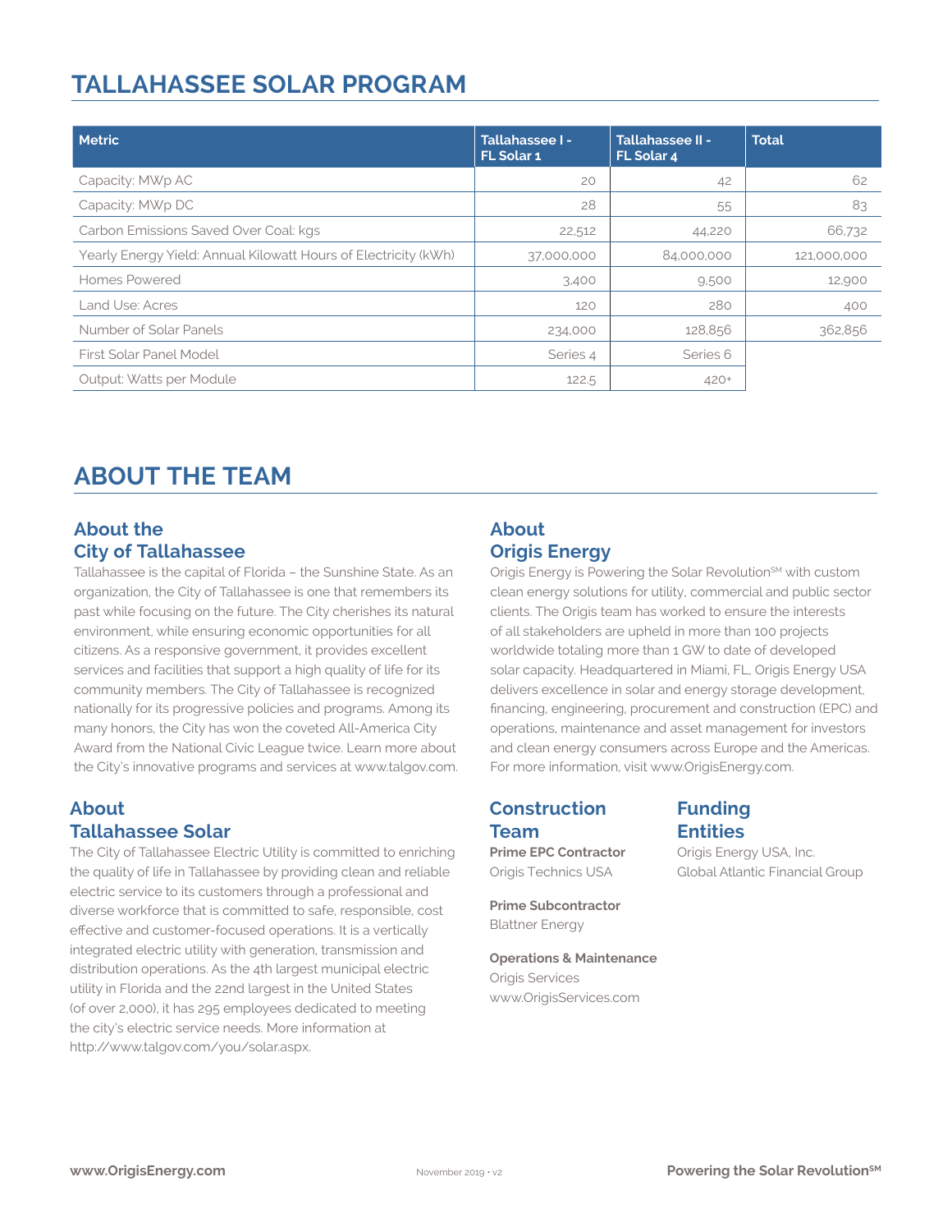# TALLAHASSEE SOLAR PROGRAM

| Metric | Tallahassee I - FL Solar 1 | Tallahassee II - FL Solar 4 | Total |
|---|---|---|---|
| Capacity: MWp AC | 20 | 42 | 62 |
| Capacity: MWp DC | 28 | 55 | 83 |
| Carbon Emissions Saved Over Coal: kgs | 22,512 | 44,220 | 66,732 |
| Yearly Energy Yield: Annual Kilowatt Hours of Electricity (kWh) | 37,000,000 | 84,000,000 | 121,000,000 |
| Homes Powered | 3,400 | 9,500 | 12,900 |
| Land Use: Acres | 120 | 280 | 400 |
| Number of Solar Panels | 234,000 | 128,856 | 362,856 |
| First Solar Panel Model | Series 4 | Series 6 | |
| Output: Watts per Module | 122.5 | 420+ | |

# ABOUT THE TEAM

## About the City of Tallahassee

Tallahassee is the capital of Florida – the Sunshine State. As an organization, the City of Tallahassee is one that remembers its past while focusing on the future. The City cherishes its natural environment, while ensuring economic opportunities for all citizens. As a responsive government, it provides excellent services and facilities that support a high quality of life for its community members. The City of Tallahassee is recognized nationally for its progressive policies and programs. Among its many honors, the City has won the coveted All-America City Award from the National Civic League twice. Learn more about the City's innovative programs and services at www.talgov.com.

## About Tallahassee Solar

The City of Tallahassee Electric Utility is committed to enriching the quality of life in Tallahassee by providing clean and reliable electric service to its customers through a professional and diverse workforce that is committed to safe, responsible, cost effective and customer-focused operations. It is a vertically integrated electric utility with generation, transmission and distribution operations. As the 4th largest municipal electric utility in Florida and the 22nd largest in the United States (of over 2,000), it has 295 employees dedicated to meeting the city's electric service needs. More information at http://www.talgov.com/you/solar.aspx.

## About Origis Energy

Origis Energy is Powering the Solar Revolution℠ with custom clean energy solutions for utility, commercial and public sector clients. The Origis team has worked to ensure the interests of all stakeholders are upheld in more than 100 projects worldwide totaling more than 1 GW to date of developed solar capacity. Headquartered in Miami, FL, Origis Energy USA delivers excellence in solar and energy storage development, financing, engineering, procurement and construction (EPC) and operations, maintenance and asset management for investors and clean energy consumers across Europe and the Americas. For more information, visit www.OrigisEnergy.com.

## Construction Team

**Prime EPC Contractor**
Origis Technics USA

**Prime Subcontractor**
Blattner Energy

**Operations & Maintenance**
Origis Services
www.OrigisServices.com

## Funding Entities

Origis Energy USA, Inc.
Global Atlantic Financial Group